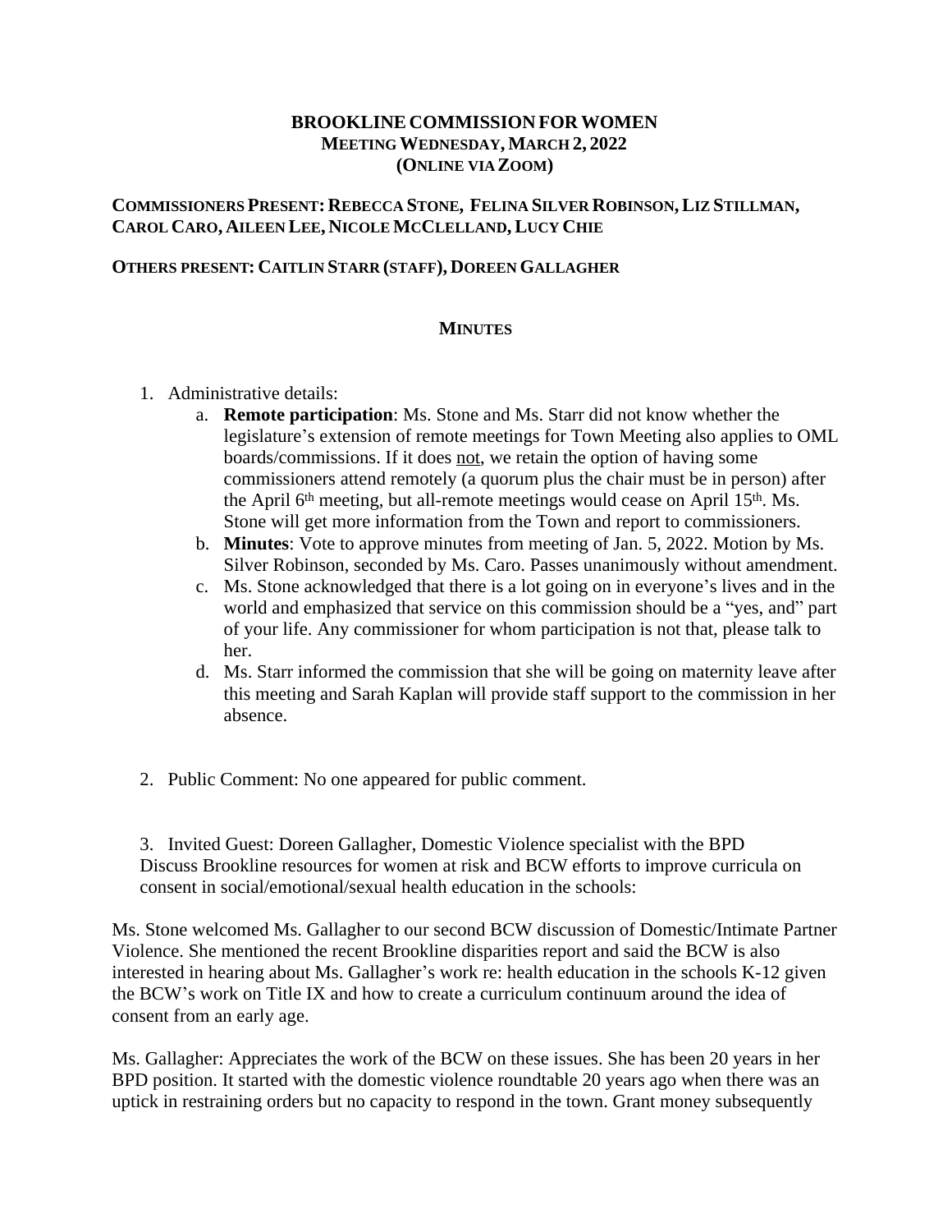# BROOKLINE COMMISSION FOR WOMEN
## MEETING WEDNESDAY, MARCH 2, 2022
## (ONLINE VIA ZOOM)

**COMMISSIONERS PRESENT: REBECCA STONE, FELINA SILVER ROBINSON, LIZ STILLMAN, CAROL CARO, AILEEN LEE, NICOLE MCCLELLAND, LUCY CHIE**

**OTHERS PRESENT: CAITLIN STARR (STAFF), DOREEN GALLAGHER**

### MINUTES

1. Administrative details:
   a. **Remote participation**: Ms. Stone and Ms. Starr did not know whether the legislature's extension of remote meetings for Town Meeting also applies to OML boards/commissions. If it does <u>not</u>, we retain the option of having some commissioners attend remotely (a quorum plus the chair must be in person) after the April 6th meeting, but all-remote meetings would cease on April 15th. Ms. Stone will get more information from the Town and report to commissioners.
   b. **Minutes**: Vote to approve minutes from meeting of Jan. 5, 2022. Motion by Ms. Silver Robinson, seconded by Ms. Caro. Passes unanimously without amendment.
   c. Ms. Stone acknowledged that there is a lot going on in everyone's lives and in the world and emphasized that service on this commission should be a "yes, and" part of your life. Any commissioner for whom participation is not that, please talk to her.
   d. Ms. Starr informed the commission that she will be going on maternity leave after this meeting and Sarah Kaplan will provide staff support to the commission in her absence.

2. Public Comment: No one appeared for public comment.

3. Invited Guest: Doreen Gallagher, Domestic Violence specialist with the BPD
Discuss Brookline resources for women at risk and BCW efforts to improve curricula on consent in social/emotional/sexual health education in the schools:

Ms. Stone welcomed Ms. Gallagher to our second BCW discussion of Domestic/Intimate Partner Violence. She mentioned the recent Brookline disparities report and said the BCW is also interested in hearing about Ms. Gallagher's work re: health education in the schools K-12 given the BCW's work on Title IX and how to create a curriculum continuum around the idea of consent from an early age.

Ms. Gallagher: Appreciates the work of the BCW on these issues. She has been 20 years in her BPD position. It started with the domestic violence roundtable 20 years ago when there was an uptick in restraining orders but no capacity to respond in the town. Grant money subsequently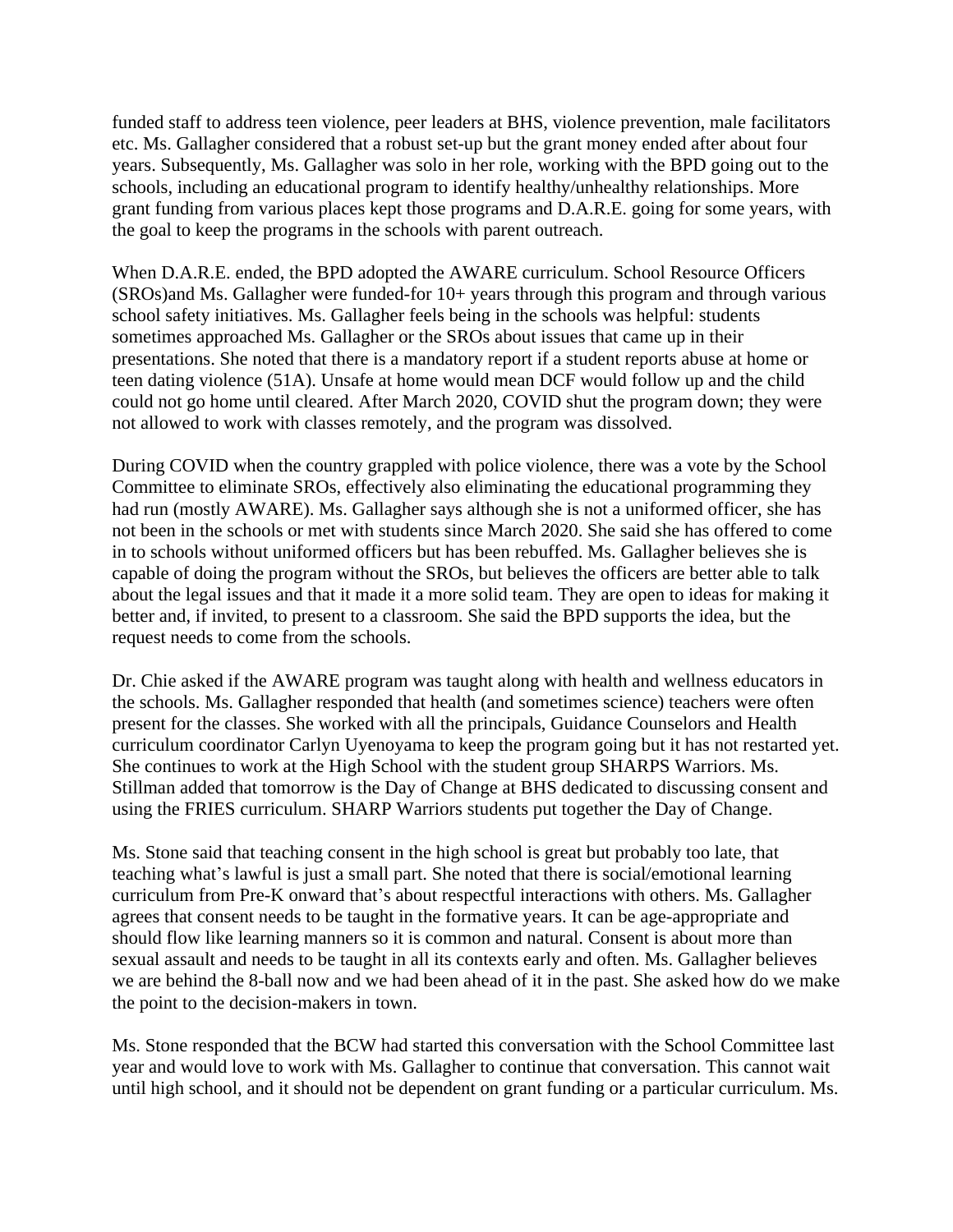funded staff to address teen violence, peer leaders at BHS, violence prevention, male facilitators etc. Ms. Gallagher considered that a robust set-up but the grant money ended after about four years. Subsequently, Ms. Gallagher was solo in her role, working with the BPD going out to the schools, including an educational program to identify healthy/unhealthy relationships. More grant funding from various places kept those programs and D.A.R.E. going for some years, with the goal to keep the programs in the schools with parent outreach.

When D.A.R.E. ended, the BPD adopted the AWARE curriculum. School Resource Officers (SROs)and Ms. Gallagher were funded-for 10+ years through this program and through various school safety initiatives. Ms. Gallagher feels being in the schools was helpful: students sometimes approached Ms. Gallagher or the SROs about issues that came up in their presentations. She noted that there is a mandatory report if a student reports abuse at home or teen dating violence (51A). Unsafe at home would mean DCF would follow up and the child could not go home until cleared. After March 2020, COVID shut the program down; they were not allowed to work with classes remotely, and the program was dissolved.

During COVID when the country grappled with police violence, there was a vote by the School Committee to eliminate SROs, effectively also eliminating the educational programming they had run (mostly AWARE). Ms. Gallagher says although she is not a uniformed officer, she has not been in the schools or met with students since March 2020. She said she has offered to come in to schools without uniformed officers but has been rebuffed. Ms. Gallagher believes she is capable of doing the program without the SROs, but believes the officers are better able to talk about the legal issues and that it made it a more solid team. They are open to ideas for making it better and, if invited, to present to a classroom. She said the BPD supports the idea, but the request needs to come from the schools.

Dr. Chie asked if the AWARE program was taught along with health and wellness educators in the schools. Ms. Gallagher responded that health (and sometimes science) teachers were often present for the classes. She worked with all the principals, Guidance Counselors and Health curriculum coordinator Carlyn Uyenoyama to keep the program going but it has not restarted yet. She continues to work at the High School with the student group SHARPS Warriors. Ms. Stillman added that tomorrow is the Day of Change at BHS dedicated to discussing consent and using the FRIES curriculum. SHARP Warriors students put together the Day of Change.

Ms. Stone said that teaching consent in the high school is great but probably too late, that teaching what's lawful is just a small part. She noted that there is social/emotional learning curriculum from Pre-K onward that's about respectful interactions with others. Ms. Gallagher agrees that consent needs to be taught in the formative years. It can be age-appropriate and should flow like learning manners so it is common and natural. Consent is about more than sexual assault and needs to be taught in all its contexts early and often. Ms. Gallagher believes we are behind the 8-ball now and we had been ahead of it in the past. She asked how do we make the point to the decision-makers in town.

Ms. Stone responded that the BCW had started this conversation with the School Committee last year and would love to work with Ms. Gallagher to continue that conversation. This cannot wait until high school, and it should not be dependent on grant funding or a particular curriculum. Ms.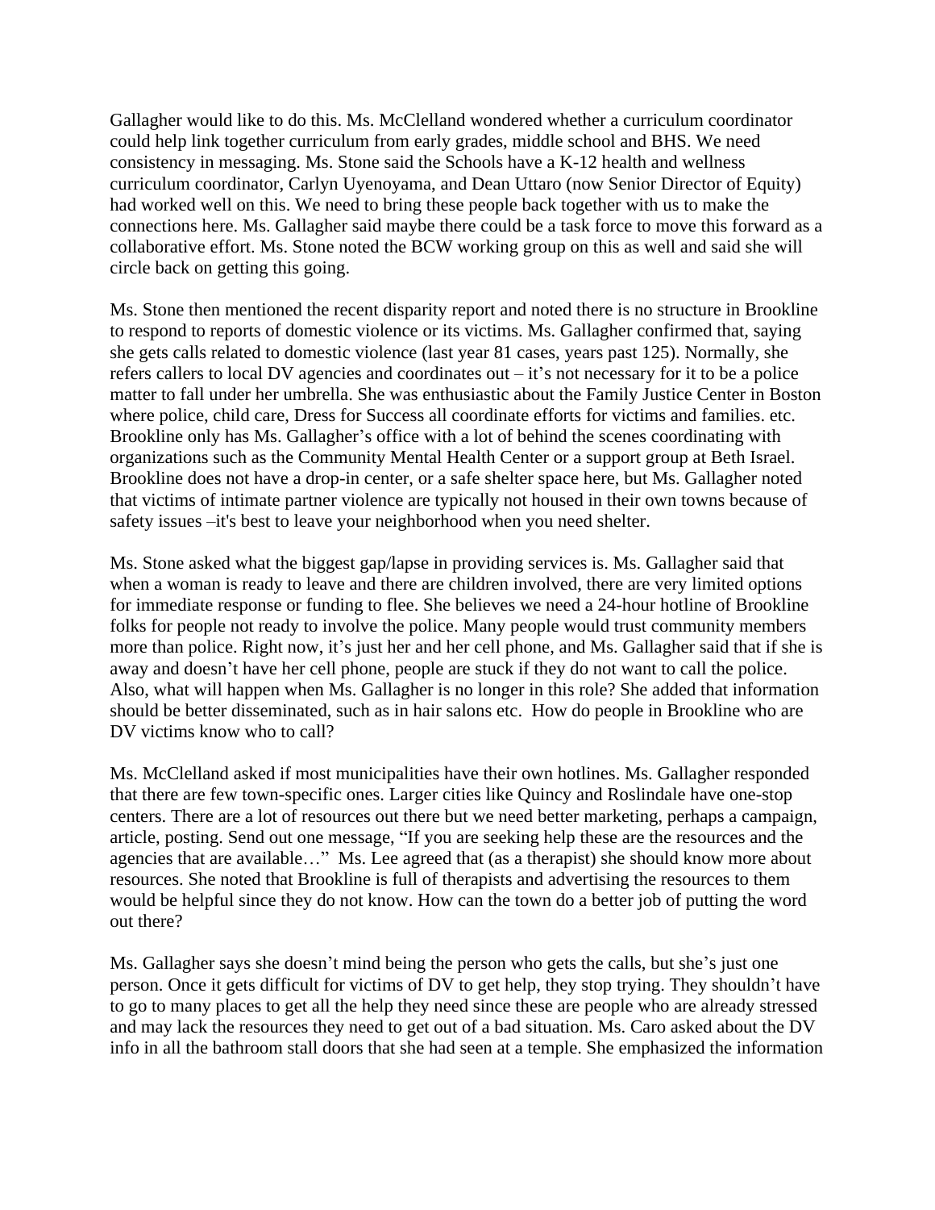Gallagher would like to do this. Ms. McClelland wondered whether a curriculum coordinator could help link together curriculum from early grades, middle school and BHS. We need consistency in messaging. Ms. Stone said the Schools have a K-12 health and wellness curriculum coordinator, Carlyn Uyenoyama, and Dean Uttaro (now Senior Director of Equity) had worked well on this. We need to bring these people back together with us to make the connections here. Ms. Gallagher said maybe there could be a task force to move this forward as a collaborative effort. Ms. Stone noted the BCW working group on this as well and said she will circle back on getting this going.

Ms. Stone then mentioned the recent disparity report and noted there is no structure in Brookline to respond to reports of domestic violence or its victims. Ms. Gallagher confirmed that, saying she gets calls related to domestic violence (last year 81 cases, years past 125). Normally, she refers callers to local DV agencies and coordinates out – it's not necessary for it to be a police matter to fall under her umbrella. She was enthusiastic about the Family Justice Center in Boston where police, child care, Dress for Success all coordinate efforts for victims and families. etc. Brookline only has Ms. Gallagher's office with a lot of behind the scenes coordinating with organizations such as the Community Mental Health Center or a support group at Beth Israel. Brookline does not have a drop-in center, or a safe shelter space here, but Ms. Gallagher noted that victims of intimate partner violence are typically not housed in their own towns because of safety issues –it's best to leave your neighborhood when you need shelter.

Ms. Stone asked what the biggest gap/lapse in providing services is. Ms. Gallagher said that when a woman is ready to leave and there are children involved, there are very limited options for immediate response or funding to flee. She believes we need a 24-hour hotline of Brookline folks for people not ready to involve the police. Many people would trust community members more than police. Right now, it's just her and her cell phone, and Ms. Gallagher said that if she is away and doesn't have her cell phone, people are stuck if they do not want to call the police. Also, what will happen when Ms. Gallagher is no longer in this role? She added that information should be better disseminated, such as in hair salons etc. How do people in Brookline who are DV victims know who to call?

Ms. McClelland asked if most municipalities have their own hotlines. Ms. Gallagher responded that there are few town-specific ones. Larger cities like Quincy and Roslindale have one-stop centers. There are a lot of resources out there but we need better marketing, perhaps a campaign, article, posting. Send out one message, "If you are seeking help these are the resources and the agencies that are available…" Ms. Lee agreed that (as a therapist) she should know more about resources. She noted that Brookline is full of therapists and advertising the resources to them would be helpful since they do not know. How can the town do a better job of putting the word out there?

Ms. Gallagher says she doesn't mind being the person who gets the calls, but she's just one person. Once it gets difficult for victims of DV to get help, they stop trying. They shouldn't have to go to many places to get all the help they need since these are people who are already stressed and may lack the resources they need to get out of a bad situation. Ms. Caro asked about the DV info in all the bathroom stall doors that she had seen at a temple. She emphasized the information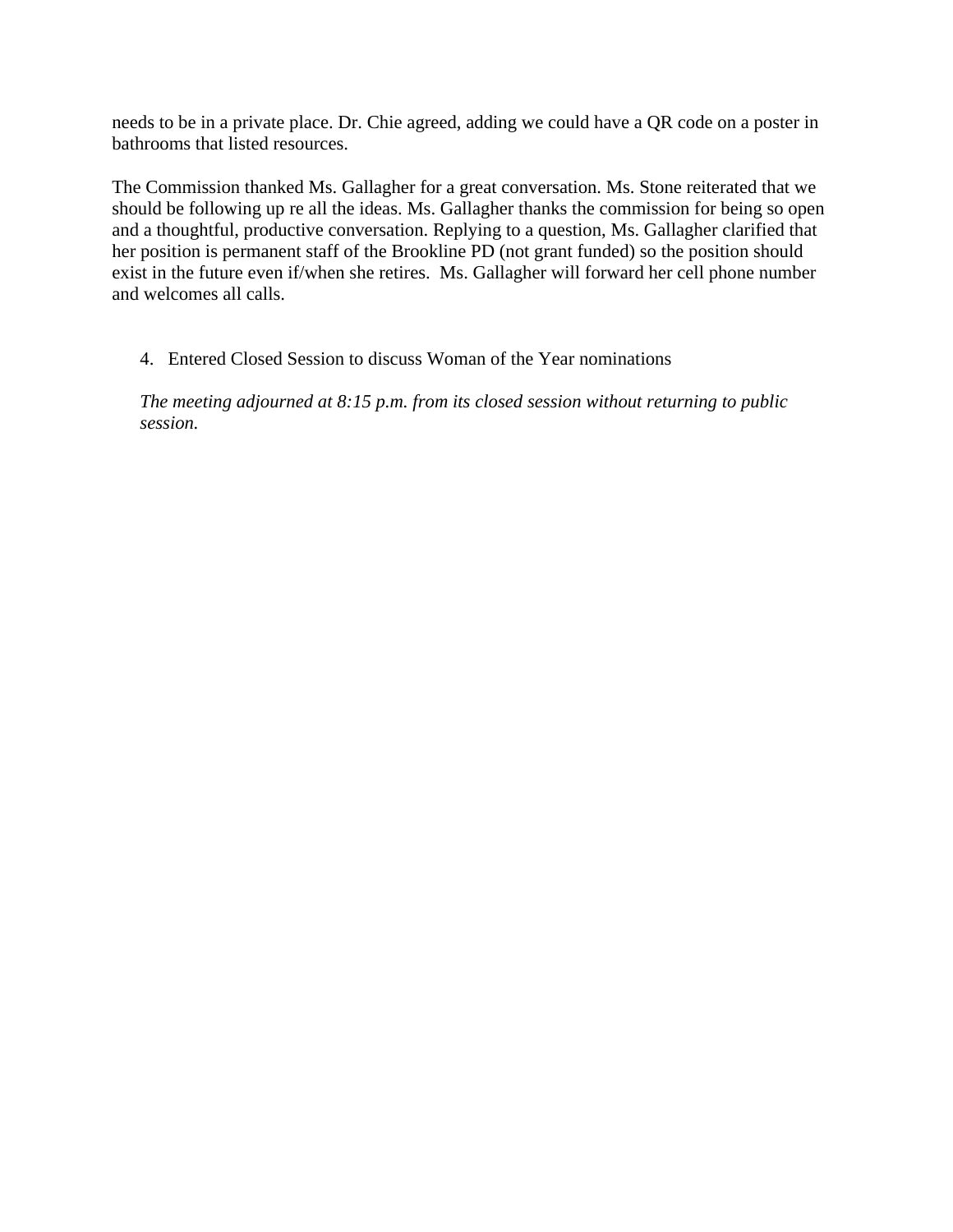needs to be in a private place. Dr. Chie agreed, adding we could have a QR code on a poster in bathrooms that listed resources.

The Commission thanked Ms. Gallagher for a great conversation. Ms. Stone reiterated that we should be following up re all the ideas. Ms. Gallagher thanks the commission for being so open and a thoughtful, productive conversation. Replying to a question, Ms. Gallagher clarified that her position is permanent staff of the Brookline PD (not grant funded) so the position should exist in the future even if/when she retires.  Ms. Gallagher will forward her cell phone number and welcomes all calls.

4. Entered Closed Session to discuss Woman of the Year nominations

   *The meeting adjourned at 8:15 p.m. from its closed session without returning to public session.*